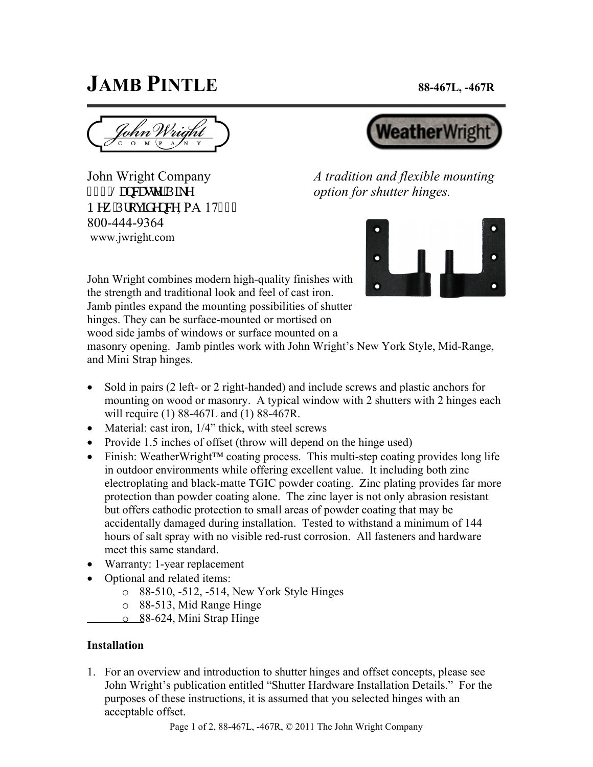# JAMB PINTLE

**88-467L, -467R**

John Wright Company
Lancaster Pike
New Providence, PA 17
800-444-9364
www.jwright.com

*A tradition and flexible mounting option for shutter hinges.*

John Wright combines modern high-quality finishes with the strength and traditional look and feel of cast iron. Jamb pintles expand the mounting possibilities of shutter hinges. They can be surface-mounted or mortised on wood side jambs of windows or surface mounted on a masonry opening. Jamb pintles work with John Wright's New York Style, Mid-Range, and Mini Strap hinges.

- Sold in pairs (2 left- or 2 right-handed) and include screws and plastic anchors for mounting on wood or masonry. A typical window with 2 shutters with 2 hinges each will require (1) 88-467L and (1) 88-467R.
- Material: cast iron, 1/4" thick, with steel screws
- Provide 1.5 inches of offset (throw will depend on the hinge used)
- Finish: WeatherWright™ coating process. This multi-step coating provides long life in outdoor environments while offering excellent value. It including both zinc electroplating and black-matte TGIC powder coating. Zinc plating provides far more protection than powder coating alone. The zinc layer is not only abrasion resistant but offers cathodic protection to small areas of powder coating that may be accidentally damaged during installation. Tested to withstand a minimum of 144 hours of salt spray with no visible red-rust corrosion. All fasteners and hardware meet this same standard.
- Warranty: 1-year replacement
- Optional and related items:
  - 88-510, -512, -514, New York Style Hinges
  - 88-513, Mid Range Hinge
  - 88-624, Mini Strap Hinge

**Installation**

1. For an overview and introduction to shutter hinges and offset concepts, please see John Wright's publication entitled "Shutter Hardware Installation Details." For the purposes of these instructions, it is assumed that you selected hinges with an acceptable offset.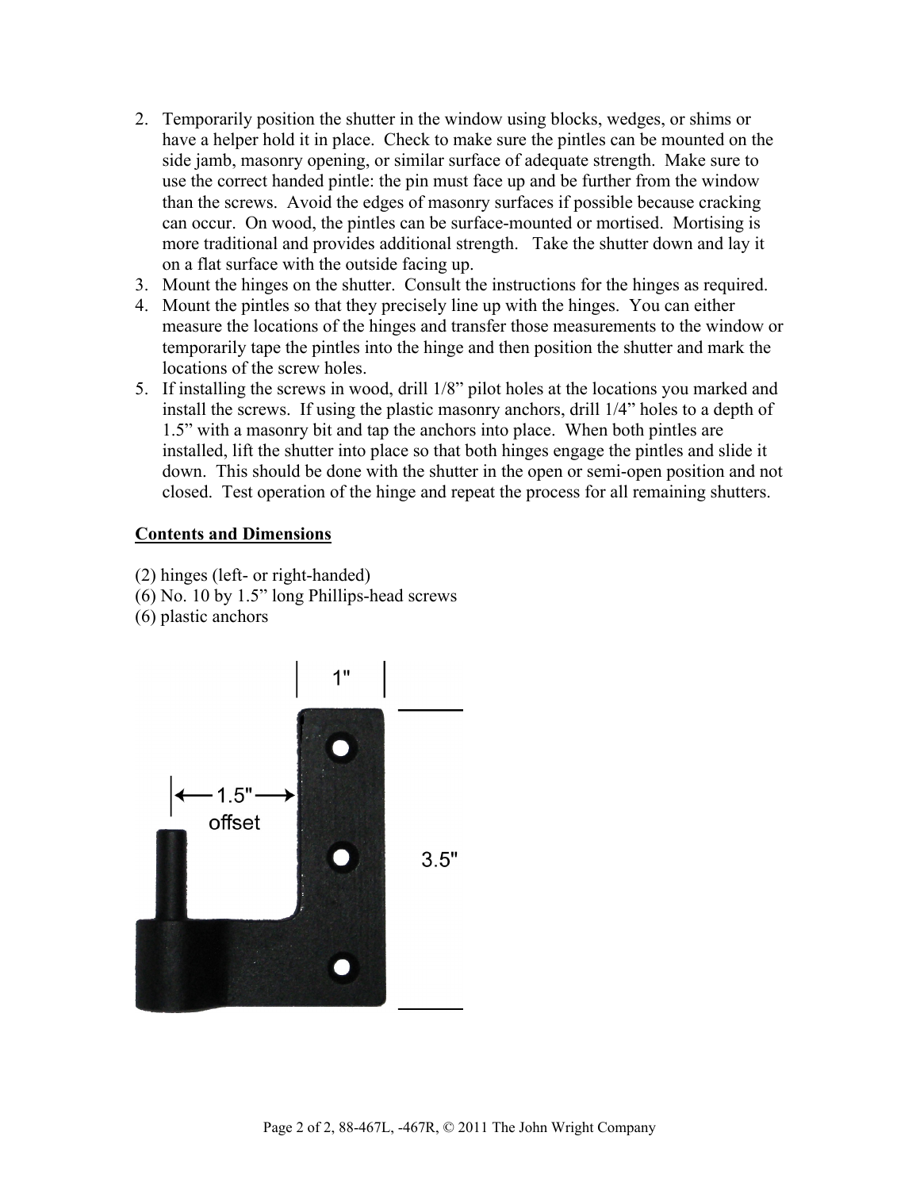2. Temporarily position the shutter in the window using blocks, wedges, or shims or have a helper hold it in place. Check to make sure the pintles can be mounted on the side jamb, masonry opening, or similar surface of adequate strength. Make sure to use the correct handed pintle: the pin must face up and be further from the window than the screws. Avoid the edges of masonry surfaces if possible because cracking can occur. On wood, the pintles can be surface-mounted or mortised. Mortising is more traditional and provides additional strength. Take the shutter down and lay it on a flat surface with the outside facing up.
3. Mount the hinges on the shutter. Consult the instructions for the hinges as required.
4. Mount the pintles so that they precisely line up with the hinges. You can either measure the locations of the hinges and transfer those measurements to the window or temporarily tape the pintles into the hinge and then position the shutter and mark the locations of the screw holes.
5. If installing the screws in wood, drill 1/8" pilot holes at the locations you marked and install the screws. If using the plastic masonry anchors, drill 1/4" holes to a depth of 1.5" with a masonry bit and tap the anchors into place. When both pintles are installed, lift the shutter into place so that both hinges engage the pintles and slide it down. This should be done with the shutter in the open or semi-open position and not closed. Test operation of the hinge and repeat the process for all remaining shutters.

**Contents and Dimensions**

(2) hinges (left- or right-handed)
(6) No. 10 by 1.5" long Phillips-head screws
(6) plastic anchors

1"

1.5"
offset

3.5"